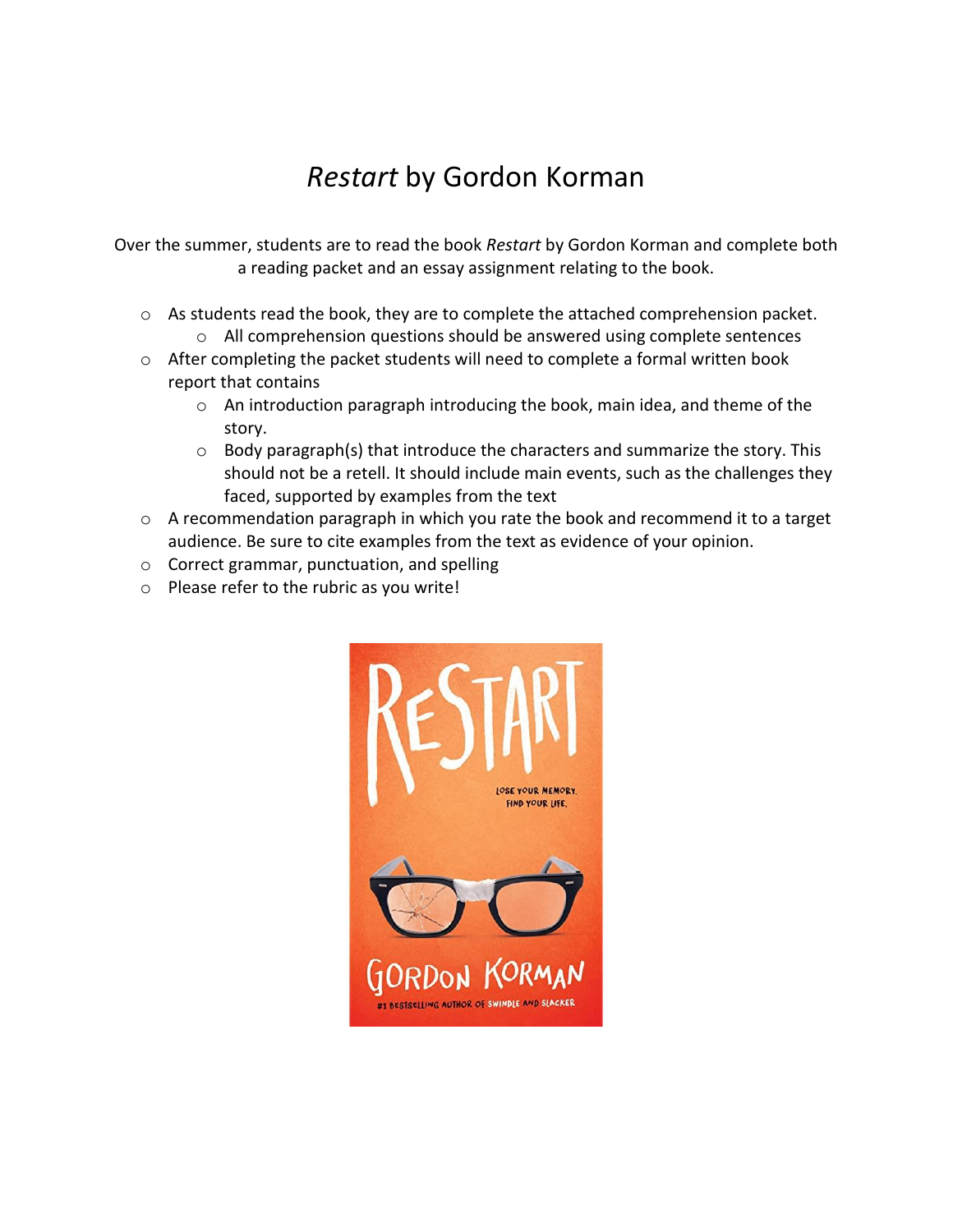# *Restart* by Gordon Korman

Over the summer, students are to read the book *Restart* by Gordon Korman and complete both a reading packet and an essay assignment relating to the book.

- As students read the book, they are to complete the attached comprehension packet.
  - All comprehension questions should be answered using complete sentences
- After completing the packet students will need to complete a formal written book report that contains
  - An introduction paragraph introducing the book, main idea, and theme of the story.
  - Body paragraph(s) that introduce the characters and summarize the story. This should not be a retell. It should include main events, such as the challenges they faced, supported by examples from the text
- A recommendation paragraph in which you rate the book and recommend it to a target audience. Be sure to cite examples from the text as evidence of your opinion.
- Correct grammar, punctuation, and spelling
- Please refer to the rubric as you write!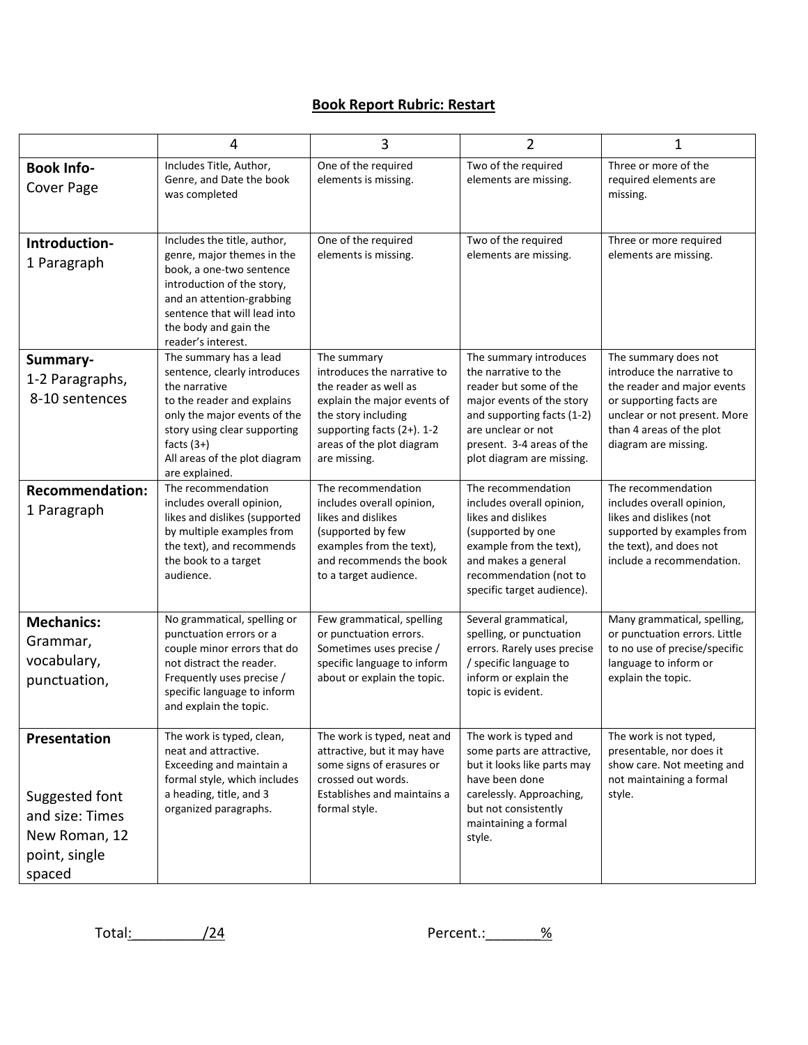**Book Report Rubric: Restart**

| | 4 | 3 | 2 | 1 |
|---|---|---|---|---|
| **Book Info-** Cover Page | Includes Title, Author, Genre, and Date the book was completed | One of the required elements is missing. | Two of the required elements are missing. | Three or more of the required elements are missing. |
| **Introduction-** 1 Paragraph | Includes the title, author, genre, major themes in the book, a one-two sentence introduction of the story, and an attention-grabbing sentence that will lead into the body and gain the reader's interest. | One of the required elements is missing. | Two of the required elements are missing. | Three or more required elements are missing. |
| **Summary-** 1-2 Paragraphs, 8-10 sentences | The summary has a lead sentence, clearly introduces the narrative to the reader and explains only the major events of the story using clear supporting facts (3+) All areas of the plot diagram are explained. | The summary introduces the narrative to the reader as well as explain the major events of the story including supporting facts (2+). 1-2 areas of the plot diagram are missing. | The summary introduces the narrative to the reader but some of the major events of the story and supporting facts (1-2) are unclear or not present. 3-4 areas of the plot diagram are missing. | The summary does not introduce the narrative to the reader and major events or supporting facts are unclear or not present. More than 4 areas of the plot diagram are missing. |
| **Recommendation:** 1 Paragraph | The recommendation includes overall opinion, likes and dislikes (supported by multiple examples from the text), and recommends the book to a target audience. | The recommendation includes overall opinion, likes and dislikes (supported by few examples from the text), and recommends the book to a target audience. | The recommendation includes overall opinion, likes and dislikes (supported by one example from the text), and makes a general recommendation (not to specific target audience). | The recommendation includes overall opinion, likes and dislikes (not supported by examples from the text), and does not include a recommendation. |
| **Mechanics:** Grammar, vocabulary, punctuation, | No grammatical, spelling or punctuation errors or a couple minor errors that do not distract the reader. Frequently uses precise / specific language to inform and explain the topic. | Few grammatical, spelling or punctuation errors. Sometimes uses precise / specific language to inform about or explain the topic. | Several grammatical, spelling, or punctuation errors. Rarely uses precise / specific language to inform or explain the topic is evident. | Many grammatical, spelling, or punctuation errors. Little to no use of precise/specific language to inform or explain the topic. |
| **Presentation** Suggested font and size: Times New Roman, 12 point, single spaced | The work is typed, clean, neat and attractive. Exceeding and maintain a formal style, which includes a heading, title, and 3 organized paragraphs. | The work is typed, neat and attractive, but it may have some signs of erasures or crossed out words. Establishes and maintains a formal style. | The work is typed and some parts are attractive, but it looks like parts may have been done carelessly. Approaching, but not consistently maintaining a formal style. | The work is not typed, presentable, nor does it show care. Not meeting and not maintaining a formal style. |

Total:_________/24 Percent.:_______%